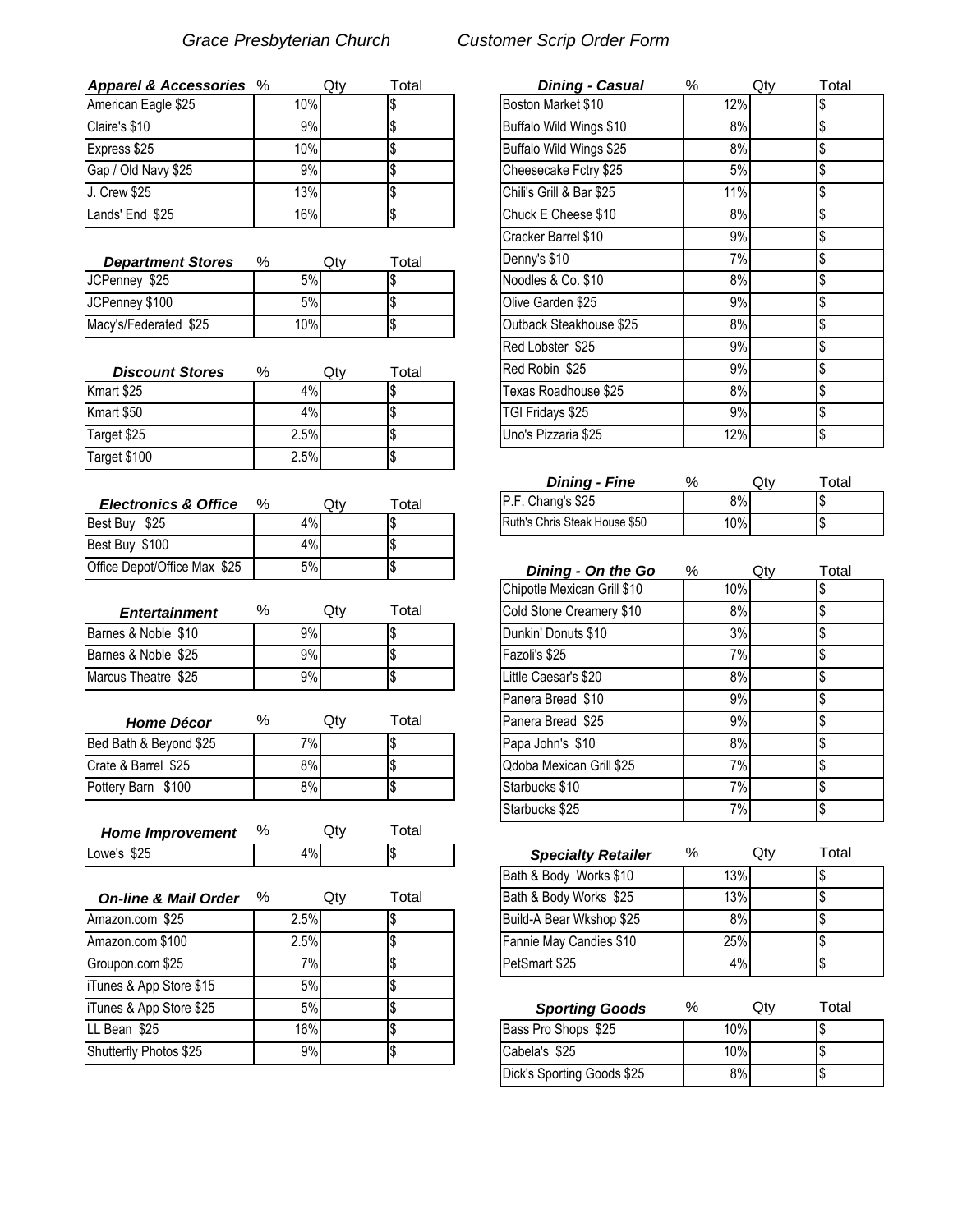# Grace Presbyterian Church — Customer Scrip Order Form

| Apparel & Accessories | % | Qty | Total |
|---|---|---|---|
| American Eagle $25 | 10% | | $ |
| Claire's $10 | 9% | | $ |
| Express $25 | 10% | | $ |
| Gap / Old Navy $25 | 9% | | $ |
| J. Crew $25 | 13% | | $ |
| Lands' End $25 | 16% | | $ |

| Department Stores | % | Qty | Total |
|---|---|---|---|
| JCPenney $25 | 5% | | $ |
| JCPenney $100 | 5% | | $ |
| Macy's/Federated $25 | 10% | | $ |

| Discount Stores | % | Qty | Total |
|---|---|---|---|
| Kmart $25 | 4% | | $ |
| Kmart $50 | 4% | | $ |
| Target $25 | 2.5% | | $ |
| Target $100 | 2.5% | | $ |

| Electronics & Office | % | Qty | Total |
|---|---|---|---|
| Best Buy $25 | 4% | | $ |
| Best Buy $100 | 4% | | $ |
| Office Depot/Office Max $25 | 5% | | $ |

| Entertainment | % | Qty | Total |
|---|---|---|---|
| Barnes & Noble $10 | 9% | | $ |
| Barnes & Noble $25 | 9% | | $ |
| Marcus Theatre $25 | 9% | | $ |

| Home Décor | % | Qty | Total |
|---|---|---|---|
| Bed Bath & Beyond $25 | 7% | | $ |
| Crate & Barrel $25 | 8% | | $ |
| Pottery Barn $100 | 8% | | $ |

| Home Improvement | % | Qty | Total |
|---|---|---|---|
| Lowe's $25 | 4% | | $ |

| On-line & Mail Order | % | Qty | Total |
|---|---|---|---|
| Amazon.com $25 | 2.5% | | $ |
| Amazon.com $100 | 2.5% | | $ |
| Groupon.com $25 | 7% | | $ |
| iTunes & App Store $15 | 5% | | $ |
| iTunes & App Store $25 | 5% | | $ |
| LL Bean $25 | 16% | | $ |
| Shutterfly Photos $25 | 9% | | $ |

| Dining - Casual | % | Qty | Total |
|---|---|---|---|
| Boston Market $10 | 12% | | $ |
| Buffalo Wild Wings $10 | 8% | | $ |
| Buffalo Wild Wings $25 | 8% | | $ |
| Cheesecake Fctry $25 | 5% | | $ |
| Chili's Grill & Bar $25 | 11% | | $ |
| Chuck E Cheese $10 | 8% | | $ |
| Cracker Barrel $10 | 9% | | $ |
| Denny's $10 | 7% | | $ |
| Noodles & Co. $10 | 8% | | $ |
| Olive Garden $25 | 9% | | $ |
| Outback Steakhouse $25 | 8% | | $ |
| Red Lobster $25 | 9% | | $ |
| Red Robin $25 | 9% | | $ |
| Texas Roadhouse $25 | 8% | | $ |
| TGI Fridays $25 | 9% | | $ |
| Uno's Pizzaria $25 | 12% | | $ |

| Dining - Fine | % | Qty | Total |
|---|---|---|---|
| P.F. Chang's $25 | 8% | | $ |
| Ruth's Chris Steak House $50 | 10% | | $ |

| Dining - On the Go | % | Qty | Total |
|---|---|---|---|
| Chipotle Mexican Grill $10 | 10% | | $ |
| Cold Stone Creamery $10 | 8% | | $ |
| Dunkin' Donuts $10 | 3% | | $ |
| Fazoli's $25 | 7% | | $ |
| Little Caesar's $20 | 8% | | $ |
| Panera Bread $10 | 9% | | $ |
| Panera Bread $25 | 9% | | $ |
| Papa John's $10 | 8% | | $ |
| Qdoba Mexican Grill $25 | 7% | | $ |
| Starbucks $10 | 7% | | $ |
| Starbucks $25 | 7% | | $ |

| Specialty Retailer | % | Qty | Total |
|---|---|---|---|
| Bath & Body Works $10 | 13% | | $ |
| Bath & Body Works $25 | 13% | | $ |
| Build-A Bear Wkshop $25 | 8% | | $ |
| Fannie May Candies $10 | 25% | | $ |
| PetSmart $25 | 4% | | $ |

| Sporting Goods | % | Qty | Total |
|---|---|---|---|
| Bass Pro Shops $25 | 10% | | $ |
| Cabela's $25 | 10% | | $ |
| Dick's Sporting Goods $25 | 8% | | $ |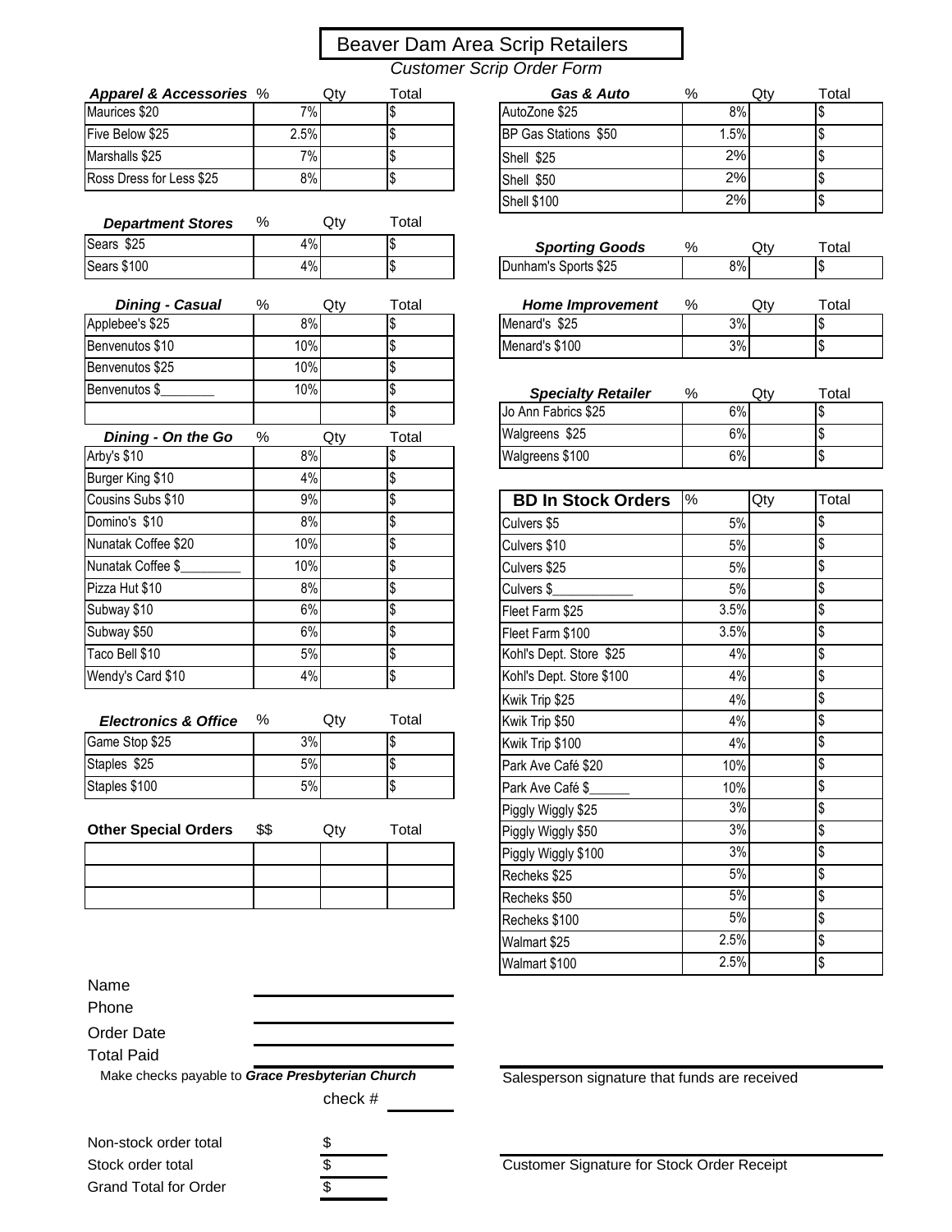# Beaver Dam Area Scrip Retailers

*Customer Scrip Order Form*

| ***Apparel & Accessories*** | % | Qty | Total |
|---|---|---|---|
| Maurices $20 | 7% | | $ |
| Five Below $25 | 2.5% | | $ |
| Marshalls $25 | 7% | | $ |
| Ross Dress for Less $25 | 8% | | $ |

| ***Department Stores*** | % | Qty | Total |
|---|---|---|---|
| Sears $25 | 4% | | $ |
| Sears $100 | 4% | | $ |

| ***Dining - Casual*** | % | Qty | Total |
|---|---|---|---|
| Applebee's $25 | 8% | | $ |
| Benvenutos $10 | 10% | | $ |
| Benvenutos $25 | 10% | | $ |
| Benvenutos $________ | 10% | | $ |
| | | | $ |

| ***Dining - On the Go*** | % | Qty | Total |
|---|---|---|---|
| Arby's $10 | 8% | | $ |
| Burger King $10 | 4% | | $ |
| Cousins Subs $10 | 9% | | $ |
| Domino's $10 | 8% | | $ |
| Nunatak Coffee $20 | 10% | | $ |
| Nunatak Coffee $_________ | 10% | | $ |
| Pizza Hut $10 | 8% | | $ |
| Subway $10 | 6% | | $ |
| Subway $50 | 6% | | $ |
| Taco Bell $10 | 5% | | $ |
| Wendy's Card $10 | 4% | | $ |

| ***Electronics & Office*** | % | Qty | Total |
|---|---|---|---|
| Game Stop $25 | 3% | | $ |
| Staples $25 | 5% | | $ |
| Staples $100 | 5% | | $ |

| **Other Special Orders** | $$ | Qty | Total |
|---|---|---|---|
| | | | |
| | | | |
| | | | |

| ***Gas & Auto*** | % | Qty | Total |
|---|---|---|---|
| AutoZone $25 | 8% | | $ |
| BP Gas Stations $50 | 1.5% | | $ |
| Shell $25 | 2% | | $ |
| Shell $50 | 2% | | $ |
| Shell $100 | 2% | | $ |

| ***Sporting Goods*** | % | Qty | Total |
|---|---|---|---|
| Dunham's Sports $25 | 8% | | $ |

| ***Home Improvement*** | % | Qty | Total |
|---|---|---|---|
| Menard's $25 | 3% | | $ |
| Menard's $100 | 3% | | $ |

| ***Specialty Retailer*** | % | Qty | Total |
|---|---|---|---|
| Jo Ann Fabrics $25 | 6% | | $ |
| Walgreens $25 | 6% | | $ |
| Walgreens $100 | 6% | | $ |

| **BD In Stock Orders** | % | Qty | Total |
|---|---|---|---|
| Culvers $5 | 5% | | $ |
| Culvers $10 | 5% | | $ |
| Culvers $25 | 5% | | $ |
| Culvers $____________ | 5% | | $ |
| Fleet Farm $25 | 3.5% | | $ |
| Fleet Farm $100 | 3.5% | | $ |
| Kohl's Dept. Store $25 | 4% | | $ |
| Kohl's Dept. Store $100 | 4% | | $ |
| Kwik Trip $25 | 4% | | $ |
| Kwik Trip $50 | 4% | | $ |
| Kwik Trip $100 | 4% | | $ |
| Park Ave Café $20 | 10% | | $ |
| Park Ave Café $______ | 10% | | $ |
| Piggly Wiggly $25 | 3% | | $ |
| Piggly Wiggly $50 | 3% | | $ |
| Piggly Wiggly $100 | 3% | | $ |
| Recheks $25 | 5% | | $ |
| Recheks $50 | 5% | | $ |
| Recheks $100 | 5% | | $ |
| Walmart $25 | 2.5% | | $ |
| Walmart $100 | 2.5% | | $ |

Name ____________________

Phone ____________________

Order Date ____________________

Total Paid ____________________

Make checks payable to ***Grace Presbyterian Church***

check # ________

Salesperson signature that funds are received

Non-stock order total $ ________

Stock order total $ ________

Grand Total for Order $ ________

Customer Signature for Stock Order Receipt